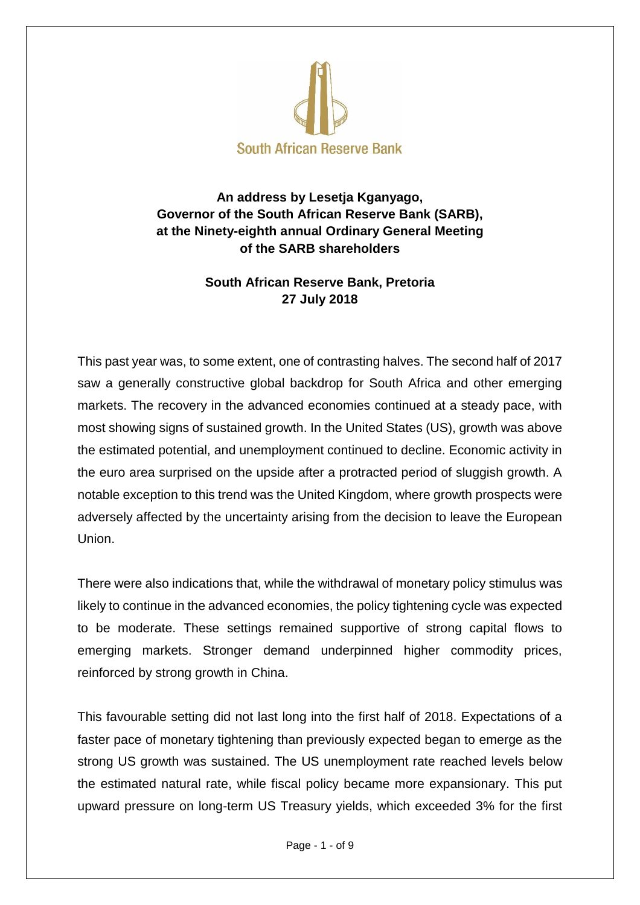South African Reserve Bank

**An address by Lesetja Kganyago,
Governor of the South African Reserve Bank (SARB),
at the Ninety-eighth annual Ordinary General Meeting
of the SARB shareholders**

**South African Reserve Bank, Pretoria
27 July 2018**

This past year was, to some extent, one of contrasting halves. The second half of 2017 saw a generally constructive global backdrop for South Africa and other emerging markets. The recovery in the advanced economies continued at a steady pace, with most showing signs of sustained growth. In the United States (US), growth was above the estimated potential, and unemployment continued to decline. Economic activity in the euro area surprised on the upside after a protracted period of sluggish growth. A notable exception to this trend was the United Kingdom, where growth prospects were adversely affected by the uncertainty arising from the decision to leave the European Union.

There were also indications that, while the withdrawal of monetary policy stimulus was likely to continue in the advanced economies, the policy tightening cycle was expected to be moderate. These settings remained supportive of strong capital flows to emerging markets. Stronger demand underpinned higher commodity prices, reinforced by strong growth in China.

This favourable setting did not last long into the first half of 2018. Expectations of a faster pace of monetary tightening than previously expected began to emerge as the strong US growth was sustained. The US unemployment rate reached levels below the estimated natural rate, while fiscal policy became more expansionary. This put upward pressure on long-term US Treasury yields, which exceeded 3% for the first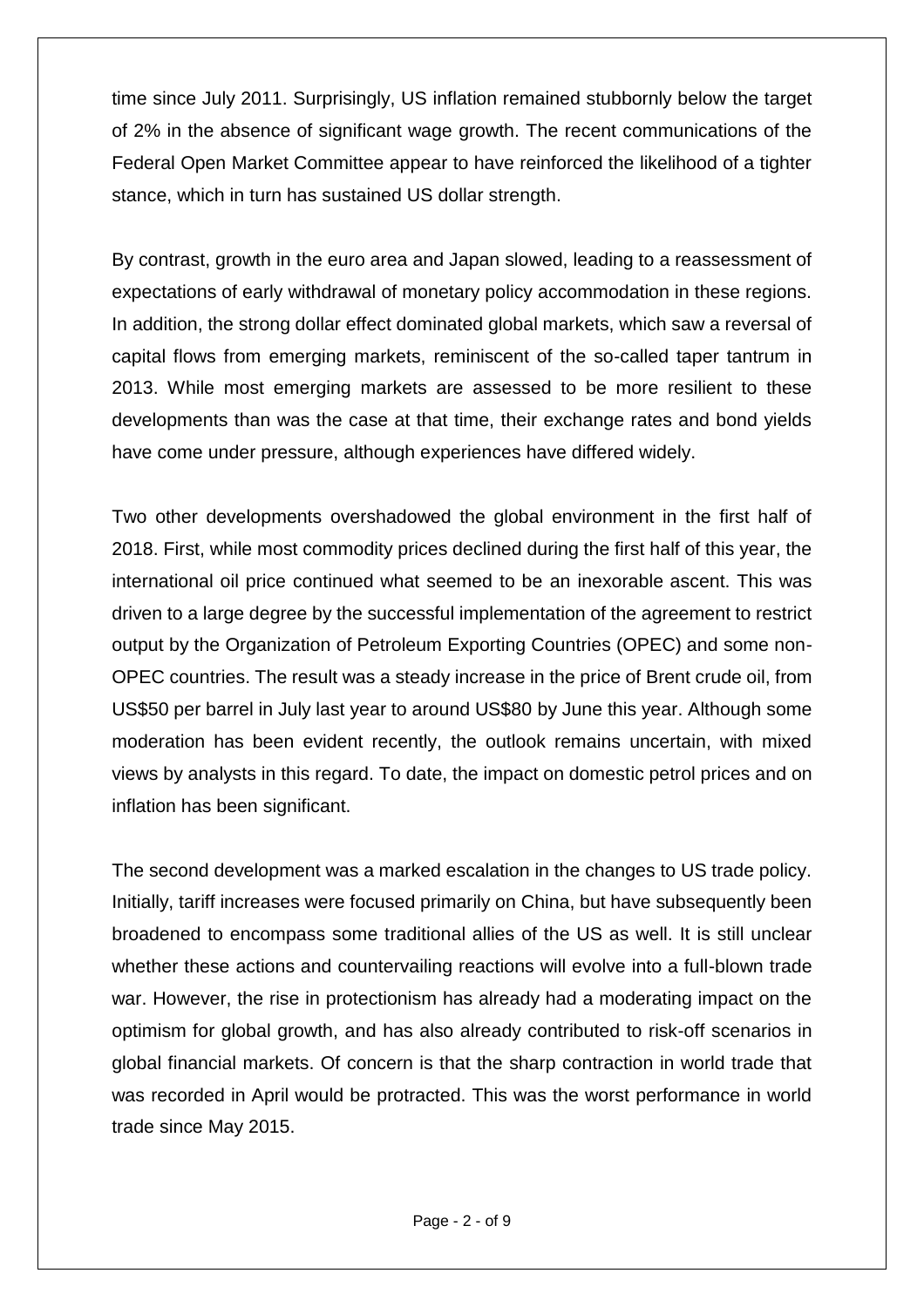time since July 2011. Surprisingly, US inflation remained stubbornly below the target of 2% in the absence of significant wage growth. The recent communications of the Federal Open Market Committee appear to have reinforced the likelihood of a tighter stance, which in turn has sustained US dollar strength.

By contrast, growth in the euro area and Japan slowed, leading to a reassessment of expectations of early withdrawal of monetary policy accommodation in these regions. In addition, the strong dollar effect dominated global markets, which saw a reversal of capital flows from emerging markets, reminiscent of the so-called taper tantrum in 2013. While most emerging markets are assessed to be more resilient to these developments than was the case at that time, their exchange rates and bond yields have come under pressure, although experiences have differed widely.

Two other developments overshadowed the global environment in the first half of 2018. First, while most commodity prices declined during the first half of this year, the international oil price continued what seemed to be an inexorable ascent. This was driven to a large degree by the successful implementation of the agreement to restrict output by the Organization of Petroleum Exporting Countries (OPEC) and some non-OPEC countries. The result was a steady increase in the price of Brent crude oil, from US$50 per barrel in July last year to around US$80 by June this year. Although some moderation has been evident recently, the outlook remains uncertain, with mixed views by analysts in this regard. To date, the impact on domestic petrol prices and on inflation has been significant.

The second development was a marked escalation in the changes to US trade policy. Initially, tariff increases were focused primarily on China, but have subsequently been broadened to encompass some traditional allies of the US as well. It is still unclear whether these actions and countervailing reactions will evolve into a full-blown trade war. However, the rise in protectionism has already had a moderating impact on the optimism for global growth, and has also already contributed to risk-off scenarios in global financial markets. Of concern is that the sharp contraction in world trade that was recorded in April would be protracted. This was the worst performance in world trade since May 2015.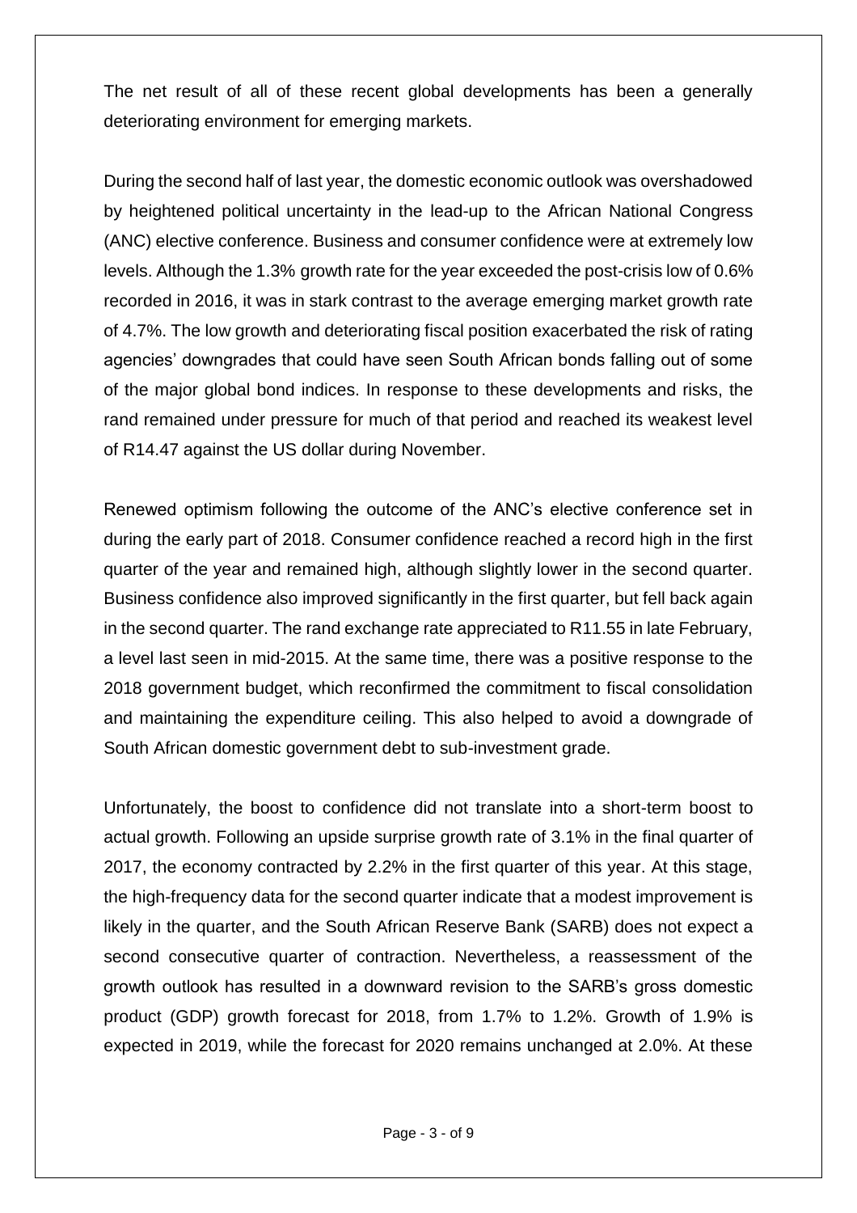The net result of all of these recent global developments has been a generally deteriorating environment for emerging markets.

During the second half of last year, the domestic economic outlook was overshadowed by heightened political uncertainty in the lead-up to the African National Congress (ANC) elective conference. Business and consumer confidence were at extremely low levels. Although the 1.3% growth rate for the year exceeded the post-crisis low of 0.6% recorded in 2016, it was in stark contrast to the average emerging market growth rate of 4.7%. The low growth and deteriorating fiscal position exacerbated the risk of rating agencies' downgrades that could have seen South African bonds falling out of some of the major global bond indices. In response to these developments and risks, the rand remained under pressure for much of that period and reached its weakest level of R14.47 against the US dollar during November.

Renewed optimism following the outcome of the ANC's elective conference set in during the early part of 2018. Consumer confidence reached a record high in the first quarter of the year and remained high, although slightly lower in the second quarter. Business confidence also improved significantly in the first quarter, but fell back again in the second quarter. The rand exchange rate appreciated to R11.55 in late February, a level last seen in mid-2015. At the same time, there was a positive response to the 2018 government budget, which reconfirmed the commitment to fiscal consolidation and maintaining the expenditure ceiling. This also helped to avoid a downgrade of South African domestic government debt to sub-investment grade.

Unfortunately, the boost to confidence did not translate into a short-term boost to actual growth. Following an upside surprise growth rate of 3.1% in the final quarter of 2017, the economy contracted by 2.2% in the first quarter of this year. At this stage, the high-frequency data for the second quarter indicate that a modest improvement is likely in the quarter, and the South African Reserve Bank (SARB) does not expect a second consecutive quarter of contraction. Nevertheless, a reassessment of the growth outlook has resulted in a downward revision to the SARB's gross domestic product (GDP) growth forecast for 2018, from 1.7% to 1.2%. Growth of 1.9% is expected in 2019, while the forecast for 2020 remains unchanged at 2.0%. At these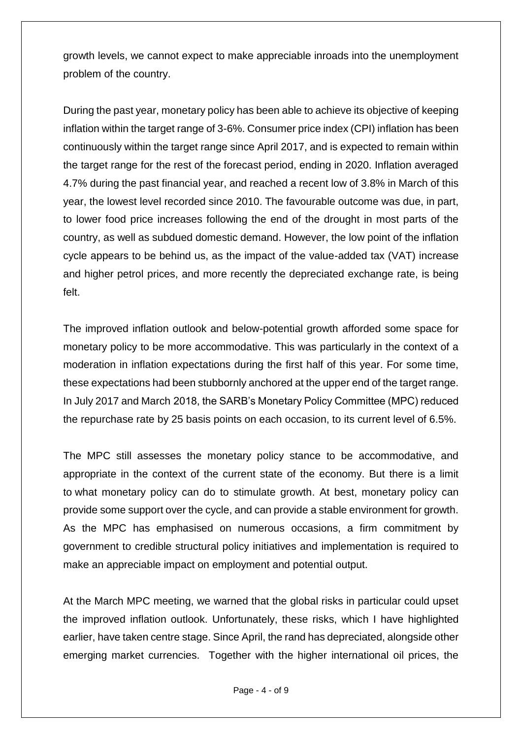growth levels, we cannot expect to make appreciable inroads into the unemployment problem of the country.

During the past year, monetary policy has been able to achieve its objective of keeping inflation within the target range of 3-6%. Consumer price index (CPI) inflation has been continuously within the target range since April 2017, and is expected to remain within the target range for the rest of the forecast period, ending in 2020. Inflation averaged 4.7% during the past financial year, and reached a recent low of 3.8% in March of this year, the lowest level recorded since 2010. The favourable outcome was due, in part, to lower food price increases following the end of the drought in most parts of the country, as well as subdued domestic demand. However, the low point of the inflation cycle appears to be behind us, as the impact of the value-added tax (VAT) increase and higher petrol prices, and more recently the depreciated exchange rate, is being felt.

The improved inflation outlook and below-potential growth afforded some space for monetary policy to be more accommodative. This was particularly in the context of a moderation in inflation expectations during the first half of this year. For some time, these expectations had been stubbornly anchored at the upper end of the target range. In July 2017 and March 2018, the SARB's Monetary Policy Committee (MPC) reduced the repurchase rate by 25 basis points on each occasion, to its current level of 6.5%.

The MPC still assesses the monetary policy stance to be accommodative, and appropriate in the context of the current state of the economy. But there is a limit to what monetary policy can do to stimulate growth. At best, monetary policy can provide some support over the cycle, and can provide a stable environment for growth. As the MPC has emphasised on numerous occasions, a firm commitment by government to credible structural policy initiatives and implementation is required to make an appreciable impact on employment and potential output.

At the March MPC meeting, we warned that the global risks in particular could upset the improved inflation outlook. Unfortunately, these risks, which I have highlighted earlier, have taken centre stage. Since April, the rand has depreciated, alongside other emerging market currencies. Together with the higher international oil prices, the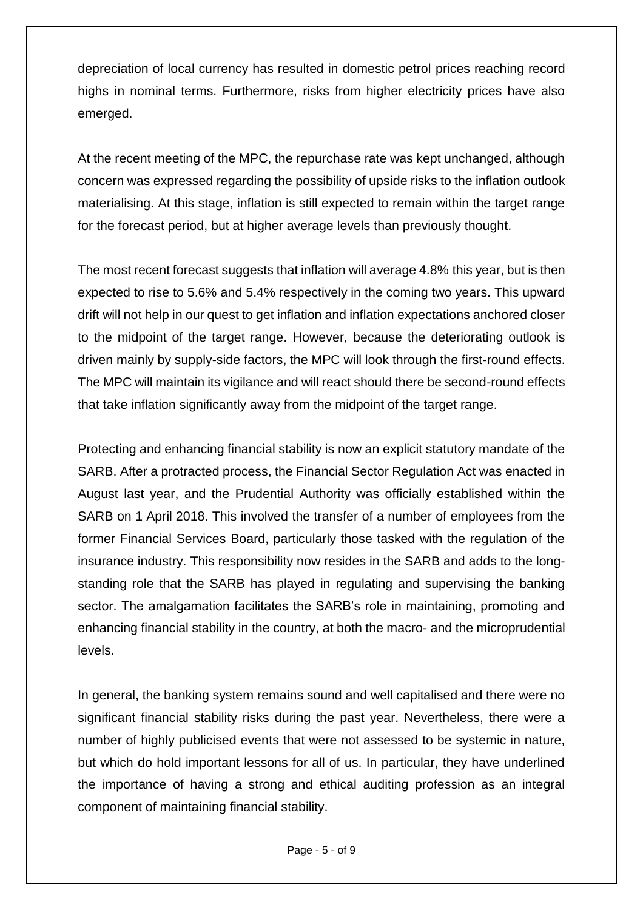depreciation of local currency has resulted in domestic petrol prices reaching record highs in nominal terms. Furthermore, risks from higher electricity prices have also emerged.

At the recent meeting of the MPC, the repurchase rate was kept unchanged, although concern was expressed regarding the possibility of upside risks to the inflation outlook materialising. At this stage, inflation is still expected to remain within the target range for the forecast period, but at higher average levels than previously thought.

The most recent forecast suggests that inflation will average 4.8% this year, but is then expected to rise to 5.6% and 5.4% respectively in the coming two years. This upward drift will not help in our quest to get inflation and inflation expectations anchored closer to the midpoint of the target range. However, because the deteriorating outlook is driven mainly by supply-side factors, the MPC will look through the first-round effects. The MPC will maintain its vigilance and will react should there be second-round effects that take inflation significantly away from the midpoint of the target range.

Protecting and enhancing financial stability is now an explicit statutory mandate of the SARB. After a protracted process, the Financial Sector Regulation Act was enacted in August last year, and the Prudential Authority was officially established within the SARB on 1 April 2018. This involved the transfer of a number of employees from the former Financial Services Board, particularly those tasked with the regulation of the insurance industry. This responsibility now resides in the SARB and adds to the long-standing role that the SARB has played in regulating and supervising the banking sector. The amalgamation facilitates the SARB's role in maintaining, promoting and enhancing financial stability in the country, at both the macro- and the microprudential levels.

In general, the banking system remains sound and well capitalised and there were no significant financial stability risks during the past year. Nevertheless, there were a number of highly publicised events that were not assessed to be systemic in nature, but which do hold important lessons for all of us. In particular, they have underlined the importance of having a strong and ethical auditing profession as an integral component of maintaining financial stability.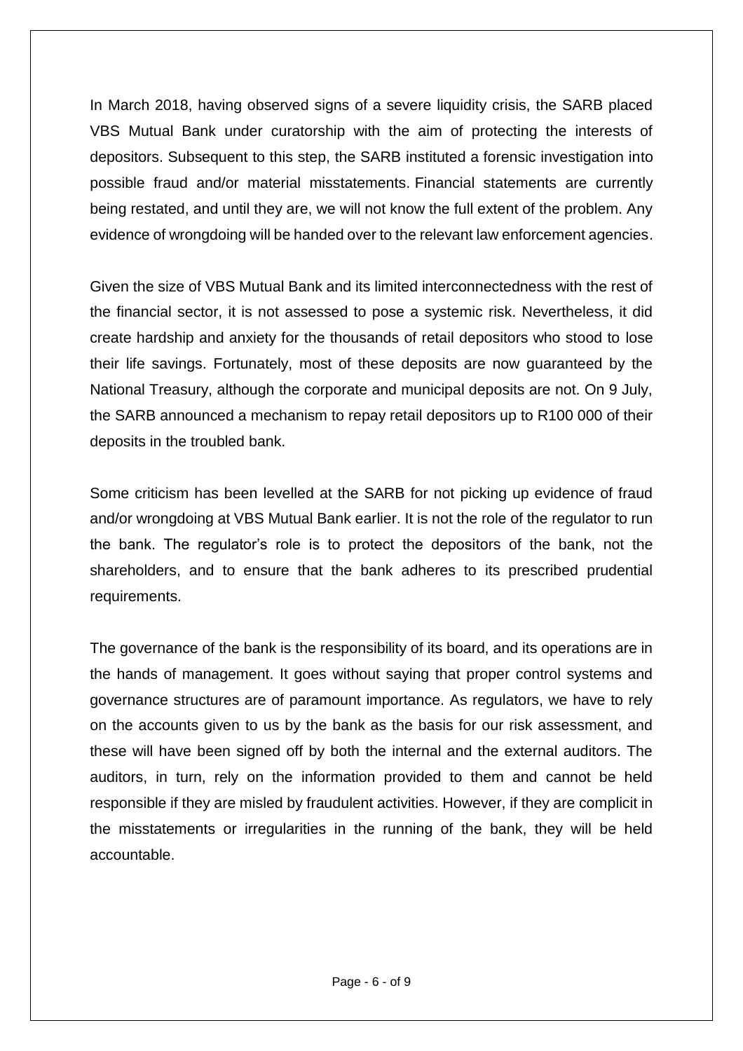In March 2018, having observed signs of a severe liquidity crisis, the SARB placed VBS Mutual Bank under curatorship with the aim of protecting the interests of depositors. Subsequent to this step, the SARB instituted a forensic investigation into possible fraud and/or material misstatements. Financial statements are currently being restated, and until they are, we will not know the full extent of the problem. Any evidence of wrongdoing will be handed over to the relevant law enforcement agencies.

Given the size of VBS Mutual Bank and its limited interconnectedness with the rest of the financial sector, it is not assessed to pose a systemic risk. Nevertheless, it did create hardship and anxiety for the thousands of retail depositors who stood to lose their life savings. Fortunately, most of these deposits are now guaranteed by the National Treasury, although the corporate and municipal deposits are not. On 9 July, the SARB announced a mechanism to repay retail depositors up to R100 000 of their deposits in the troubled bank.

Some criticism has been levelled at the SARB for not picking up evidence of fraud and/or wrongdoing at VBS Mutual Bank earlier. It is not the role of the regulator to run the bank. The regulator's role is to protect the depositors of the bank, not the shareholders, and to ensure that the bank adheres to its prescribed prudential requirements.

The governance of the bank is the responsibility of its board, and its operations are in the hands of management. It goes without saying that proper control systems and governance structures are of paramount importance. As regulators, we have to rely on the accounts given to us by the bank as the basis for our risk assessment, and these will have been signed off by both the internal and the external auditors. The auditors, in turn, rely on the information provided to them and cannot be held responsible if they are misled by fraudulent activities. However, if they are complicit in the misstatements or irregularities in the running of the bank, they will be held accountable.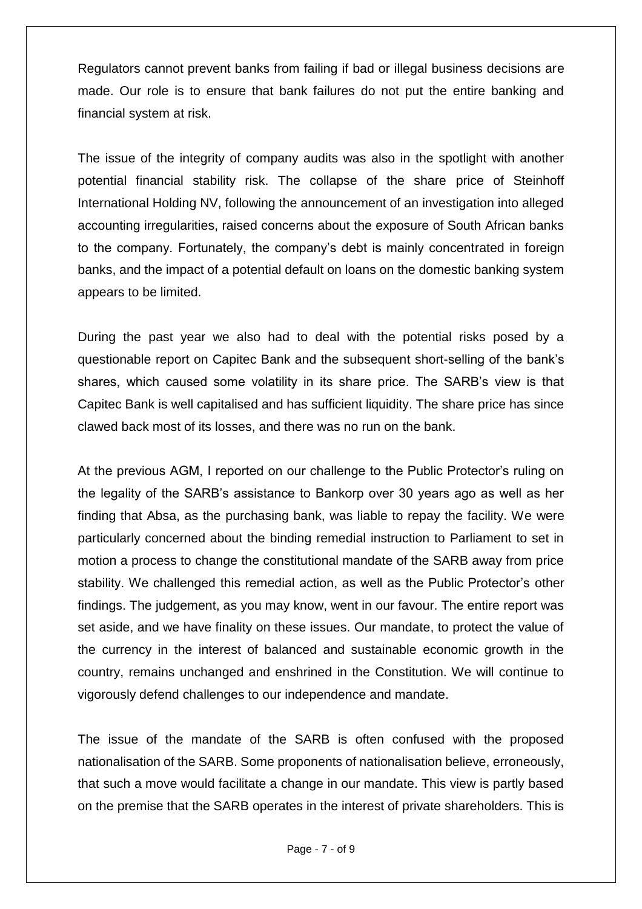Regulators cannot prevent banks from failing if bad or illegal business decisions are made. Our role is to ensure that bank failures do not put the entire banking and financial system at risk.

The issue of the integrity of company audits was also in the spotlight with another potential financial stability risk. The collapse of the share price of Steinhoff International Holding NV, following the announcement of an investigation into alleged accounting irregularities, raised concerns about the exposure of South African banks to the company. Fortunately, the company's debt is mainly concentrated in foreign banks, and the impact of a potential default on loans on the domestic banking system appears to be limited.

During the past year we also had to deal with the potential risks posed by a questionable report on Capitec Bank and the subsequent short-selling of the bank's shares, which caused some volatility in its share price. The SARB's view is that Capitec Bank is well capitalised and has sufficient liquidity. The share price has since clawed back most of its losses, and there was no run on the bank.

At the previous AGM, I reported on our challenge to the Public Protector's ruling on the legality of the SARB's assistance to Bankorp over 30 years ago as well as her finding that Absa, as the purchasing bank, was liable to repay the facility. We were particularly concerned about the binding remedial instruction to Parliament to set in motion a process to change the constitutional mandate of the SARB away from price stability. We challenged this remedial action, as well as the Public Protector's other findings. The judgement, as you may know, went in our favour. The entire report was set aside, and we have finality on these issues. Our mandate, to protect the value of the currency in the interest of balanced and sustainable economic growth in the country, remains unchanged and enshrined in the Constitution. We will continue to vigorously defend challenges to our independence and mandate.

The issue of the mandate of the SARB is often confused with the proposed nationalisation of the SARB. Some proponents of nationalisation believe, erroneously, that such a move would facilitate a change in our mandate. This view is partly based on the premise that the SARB operates in the interest of private shareholders. This is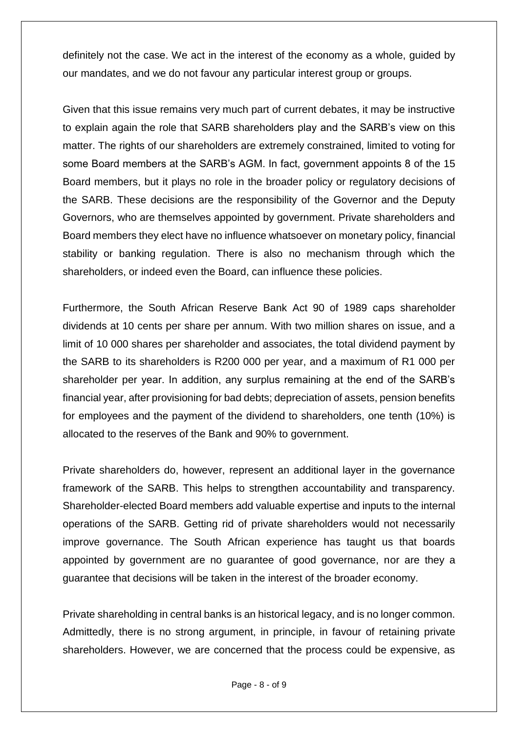definitely not the case. We act in the interest of the economy as a whole, guided by our mandates, and we do not favour any particular interest group or groups.

Given that this issue remains very much part of current debates, it may be instructive to explain again the role that SARB shareholders play and the SARB's view on this matter. The rights of our shareholders are extremely constrained, limited to voting for some Board members at the SARB's AGM. In fact, government appoints 8 of the 15 Board members, but it plays no role in the broader policy or regulatory decisions of the SARB. These decisions are the responsibility of the Governor and the Deputy Governors, who are themselves appointed by government. Private shareholders and Board members they elect have no influence whatsoever on monetary policy, financial stability or banking regulation. There is also no mechanism through which the shareholders, or indeed even the Board, can influence these policies.

Furthermore, the South African Reserve Bank Act 90 of 1989 caps shareholder dividends at 10 cents per share per annum. With two million shares on issue, and a limit of 10 000 shares per shareholder and associates, the total dividend payment by the SARB to its shareholders is R200 000 per year, and a maximum of R1 000 per shareholder per year. In addition, any surplus remaining at the end of the SARB's financial year, after provisioning for bad debts; depreciation of assets, pension benefits for employees and the payment of the dividend to shareholders, one tenth (10%) is allocated to the reserves of the Bank and 90% to government.

Private shareholders do, however, represent an additional layer in the governance framework of the SARB. This helps to strengthen accountability and transparency. Shareholder-elected Board members add valuable expertise and inputs to the internal operations of the SARB. Getting rid of private shareholders would not necessarily improve governance. The South African experience has taught us that boards appointed by government are no guarantee of good governance, nor are they a guarantee that decisions will be taken in the interest of the broader economy.

Private shareholding in central banks is an historical legacy, and is no longer common. Admittedly, there is no strong argument, in principle, in favour of retaining private shareholders. However, we are concerned that the process could be expensive, as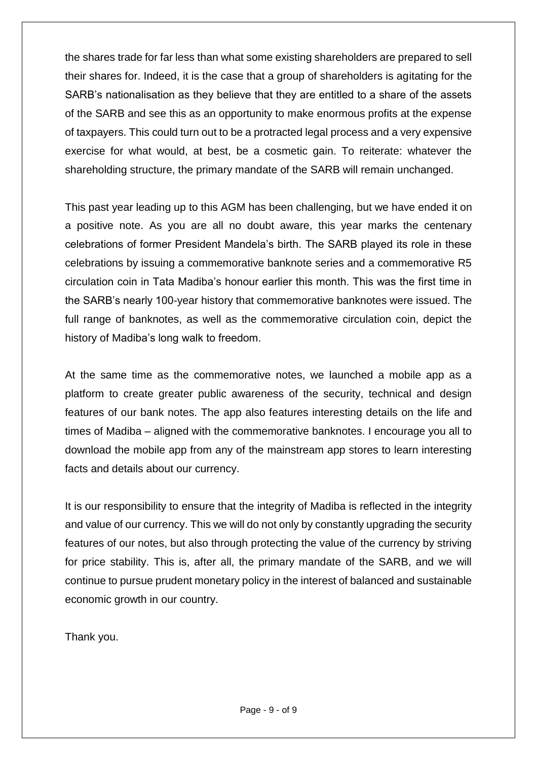the shares trade for far less than what some existing shareholders are prepared to sell their shares for. Indeed, it is the case that a group of shareholders is agitating for the SARB's nationalisation as they believe that they are entitled to a share of the assets of the SARB and see this as an opportunity to make enormous profits at the expense of taxpayers. This could turn out to be a protracted legal process and a very expensive exercise for what would, at best, be a cosmetic gain. To reiterate: whatever the shareholding structure, the primary mandate of the SARB will remain unchanged.

This past year leading up to this AGM has been challenging, but we have ended it on a positive note. As you are all no doubt aware, this year marks the centenary celebrations of former President Mandela's birth. The SARB played its role in these celebrations by issuing a commemorative banknote series and a commemorative R5 circulation coin in Tata Madiba's honour earlier this month. This was the first time in the SARB's nearly 100-year history that commemorative banknotes were issued. The full range of banknotes, as well as the commemorative circulation coin, depict the history of Madiba's long walk to freedom.

At the same time as the commemorative notes, we launched a mobile app as a platform to create greater public awareness of the security, technical and design features of our bank notes. The app also features interesting details on the life and times of Madiba – aligned with the commemorative banknotes. I encourage you all to download the mobile app from any of the mainstream app stores to learn interesting facts and details about our currency.

It is our responsibility to ensure that the integrity of Madiba is reflected in the integrity and value of our currency. This we will do not only by constantly upgrading the security features of our notes, but also through protecting the value of the currency by striving for price stability. This is, after all, the primary mandate of the SARB, and we will continue to pursue prudent monetary policy in the interest of balanced and sustainable economic growth in our country.

Thank you.